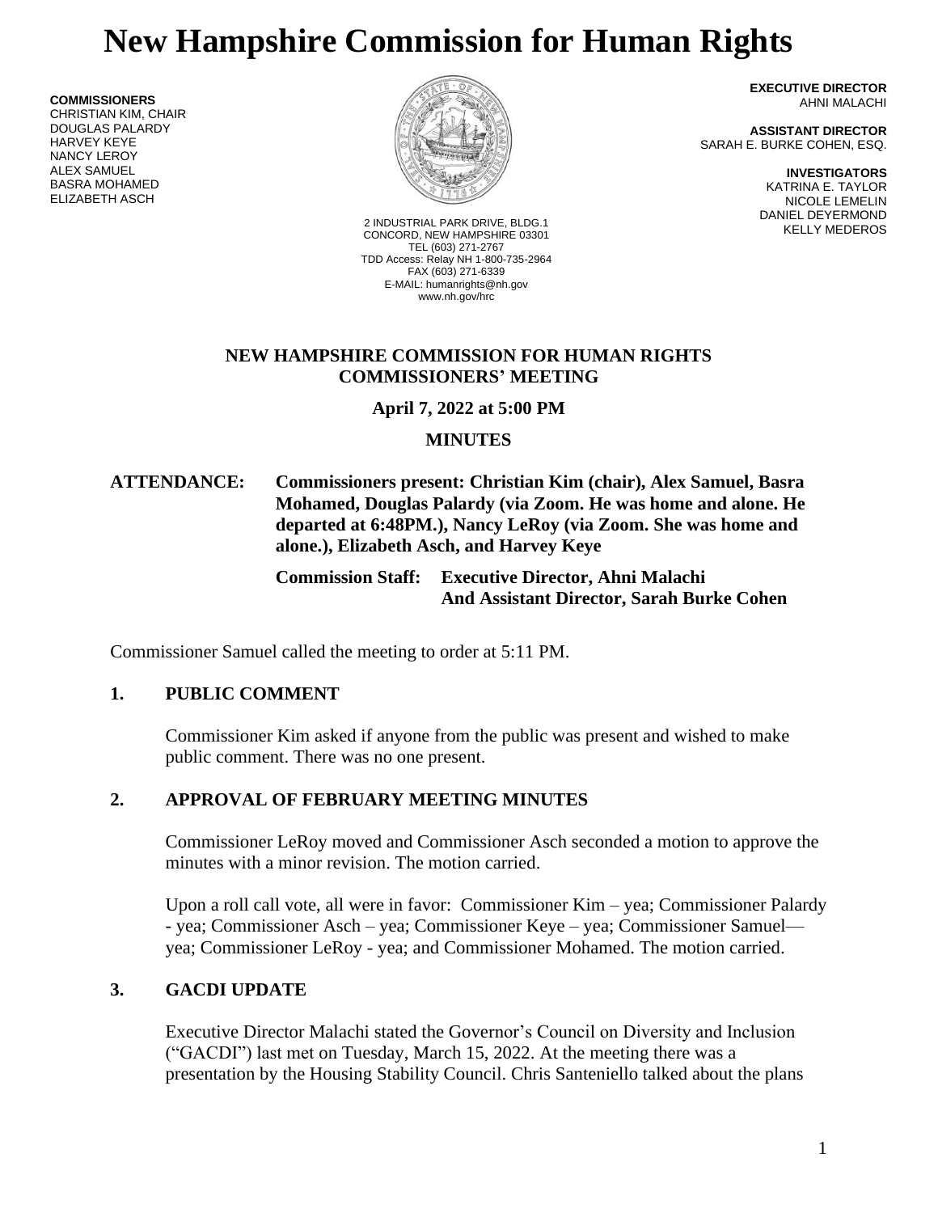# New Hampshire Commission for Human Rights

**COMMISSIONERS**
CHRISTIAN KIM, CHAIR
DOUGLAS PALARDY
HARVEY KEYE
NANCY LEROY
ALEX SAMUEL
BASRA MOHAMED
ELIZABETH ASCH

2 INDUSTRIAL PARK DRIVE, BLDG.1
CONCORD, NEW HAMPSHIRE 03301
TEL (603) 271-2767
TDD Access: Relay NH 1-800-735-2964
FAX (603) 271-6339
E-MAIL: humanrights@nh.gov
www.nh.gov/hrc

**EXECUTIVE DIRECTOR**
AHNI MALACHI

**ASSISTANT DIRECTOR**
SARAH E. BURKE COHEN, ESQ.

**INVESTIGATORS**
KATRINA E. TAYLOR
NICOLE LEMELIN
DANIEL DEYERMOND
KELLY MEDEROS

**NEW HAMPSHIRE COMMISSION FOR HUMAN RIGHTS**
**COMMISSIONERS' MEETING**

**April 7, 2022 at 5:00 PM**

**MINUTES**

**ATTENDANCE:** **Commissioners present: Christian Kim (chair), Alex Samuel, Basra Mohamed, Douglas Palardy (via Zoom. He was home and alone. He departed at 6:48PM.), Nancy LeRoy (via Zoom. She was home and alone.), Elizabeth Asch, and Harvey Keye**

**Commission Staff: Executive Director, Ahni Malachi And Assistant Director, Sarah Burke Cohen**

Commissioner Samuel called the meeting to order at 5:11 PM.

## 1. PUBLIC COMMENT

Commissioner Kim asked if anyone from the public was present and wished to make public comment. There was no one present.

## 2. APPROVAL OF FEBRUARY MEETING MINUTES

Commissioner LeRoy moved and Commissioner Asch seconded a motion to approve the minutes with a minor revision. The motion carried.

Upon a roll call vote, all were in favor: Commissioner Kim – yea; Commissioner Palardy - yea; Commissioner Asch – yea; Commissioner Keye – yea; Commissioner Samuel— yea; Commissioner LeRoy - yea; and Commissioner Mohamed. The motion carried.

## 3. GACDI UPDATE

Executive Director Malachi stated the Governor's Council on Diversity and Inclusion ("GACDI") last met on Tuesday, March 15, 2022. At the meeting there was a presentation by the Housing Stability Council. Chris Santeniello talked about the plans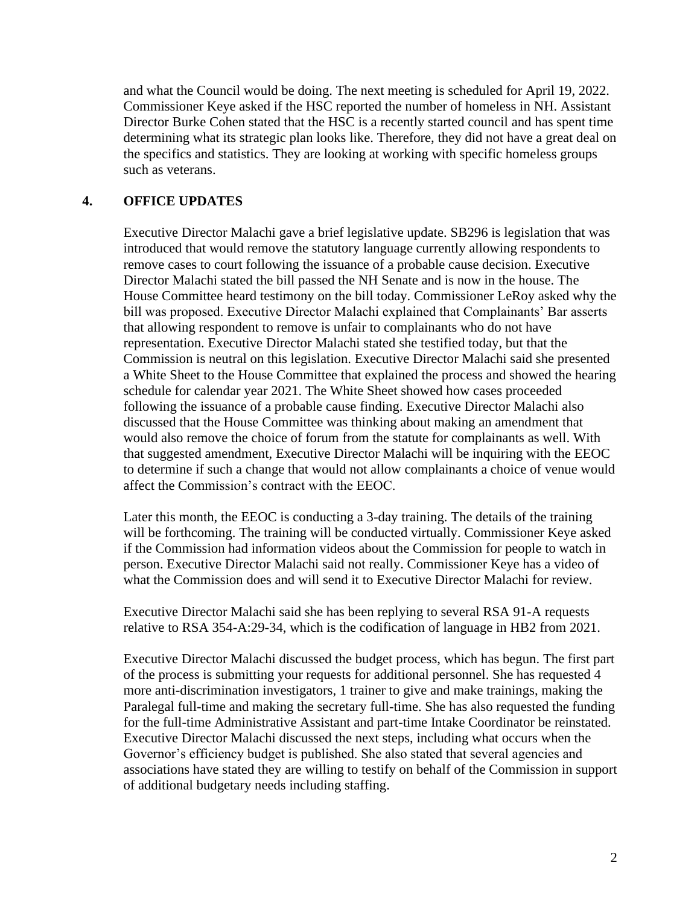and what the Council would be doing. The next meeting is scheduled for April 19, 2022. Commissioner Keye asked if the HSC reported the number of homeless in NH. Assistant Director Burke Cohen stated that the HSC is a recently started council and has spent time determining what its strategic plan looks like. Therefore, they did not have a great deal on the specifics and statistics. They are looking at working with specific homeless groups such as veterans.

## 4. OFFICE UPDATES

Executive Director Malachi gave a brief legislative update. SB296 is legislation that was introduced that would remove the statutory language currently allowing respondents to remove cases to court following the issuance of a probable cause decision. Executive Director Malachi stated the bill passed the NH Senate and is now in the house. The House Committee heard testimony on the bill today. Commissioner LeRoy asked why the bill was proposed. Executive Director Malachi explained that Complainants' Bar asserts that allowing respondent to remove is unfair to complainants who do not have representation. Executive Director Malachi stated she testified today, but that the Commission is neutral on this legislation. Executive Director Malachi said she presented a White Sheet to the House Committee that explained the process and showed the hearing schedule for calendar year 2021. The White Sheet showed how cases proceeded following the issuance of a probable cause finding. Executive Director Malachi also discussed that the House Committee was thinking about making an amendment that would also remove the choice of forum from the statute for complainants as well. With that suggested amendment, Executive Director Malachi will be inquiring with the EEOC to determine if such a change that would not allow complainants a choice of venue would affect the Commission's contract with the EEOC.

Later this month, the EEOC is conducting a 3-day training. The details of the training will be forthcoming. The training will be conducted virtually. Commissioner Keye asked if the Commission had information videos about the Commission for people to watch in person. Executive Director Malachi said not really. Commissioner Keye has a video of what the Commission does and will send it to Executive Director Malachi for review.

Executive Director Malachi said she has been replying to several RSA 91-A requests relative to RSA 354-A:29-34, which is the codification of language in HB2 from 2021.

Executive Director Malachi discussed the budget process, which has begun. The first part of the process is submitting your requests for additional personnel. She has requested 4 more anti-discrimination investigators, 1 trainer to give and make trainings, making the Paralegal full-time and making the secretary full-time. She has also requested the funding for the full-time Administrative Assistant and part-time Intake Coordinator be reinstated. Executive Director Malachi discussed the next steps, including what occurs when the Governor's efficiency budget is published. She also stated that several agencies and associations have stated they are willing to testify on behalf of the Commission in support of additional budgetary needs including staffing.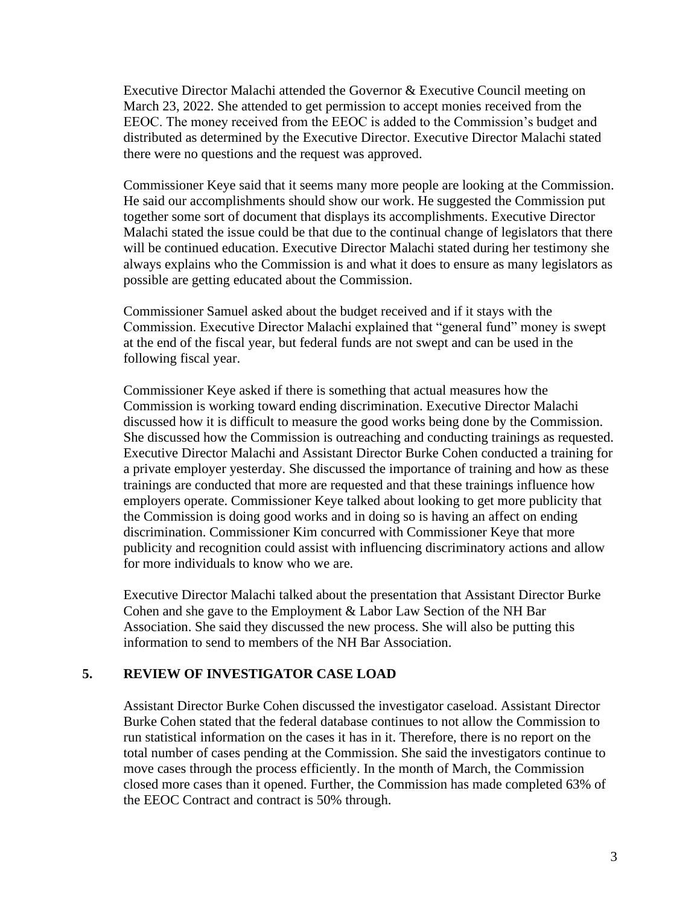Executive Director Malachi attended the Governor & Executive Council meeting on March 23, 2022. She attended to get permission to accept monies received from the EEOC. The money received from the EEOC is added to the Commission's budget and distributed as determined by the Executive Director. Executive Director Malachi stated there were no questions and the request was approved.

Commissioner Keye said that it seems many more people are looking at the Commission. He said our accomplishments should show our work. He suggested the Commission put together some sort of document that displays its accomplishments. Executive Director Malachi stated the issue could be that due to the continual change of legislators that there will be continued education. Executive Director Malachi stated during her testimony she always explains who the Commission is and what it does to ensure as many legislators as possible are getting educated about the Commission.

Commissioner Samuel asked about the budget received and if it stays with the Commission. Executive Director Malachi explained that "general fund" money is swept at the end of the fiscal year, but federal funds are not swept and can be used in the following fiscal year.

Commissioner Keye asked if there is something that actual measures how the Commission is working toward ending discrimination. Executive Director Malachi discussed how it is difficult to measure the good works being done by the Commission. She discussed how the Commission is outreaching and conducting trainings as requested. Executive Director Malachi and Assistant Director Burke Cohen conducted a training for a private employer yesterday. She discussed the importance of training and how as these trainings are conducted that more are requested and that these trainings influence how employers operate. Commissioner Keye talked about looking to get more publicity that the Commission is doing good works and in doing so is having an affect on ending discrimination. Commissioner Kim concurred with Commissioner Keye that more publicity and recognition could assist with influencing discriminatory actions and allow for more individuals to know who we are.

Executive Director Malachi talked about the presentation that Assistant Director Burke Cohen and she gave to the Employment & Labor Law Section of the NH Bar Association. She said they discussed the new process. She will also be putting this information to send to members of the NH Bar Association.

## 5. REVIEW OF INVESTIGATOR CASE LOAD

Assistant Director Burke Cohen discussed the investigator caseload. Assistant Director Burke Cohen stated that the federal database continues to not allow the Commission to run statistical information on the cases it has in it. Therefore, there is no report on the total number of cases pending at the Commission. She said the investigators continue to move cases through the process efficiently. In the month of March, the Commission closed more cases than it opened. Further, the Commission has made completed 63% of the EEOC Contract and contract is 50% through.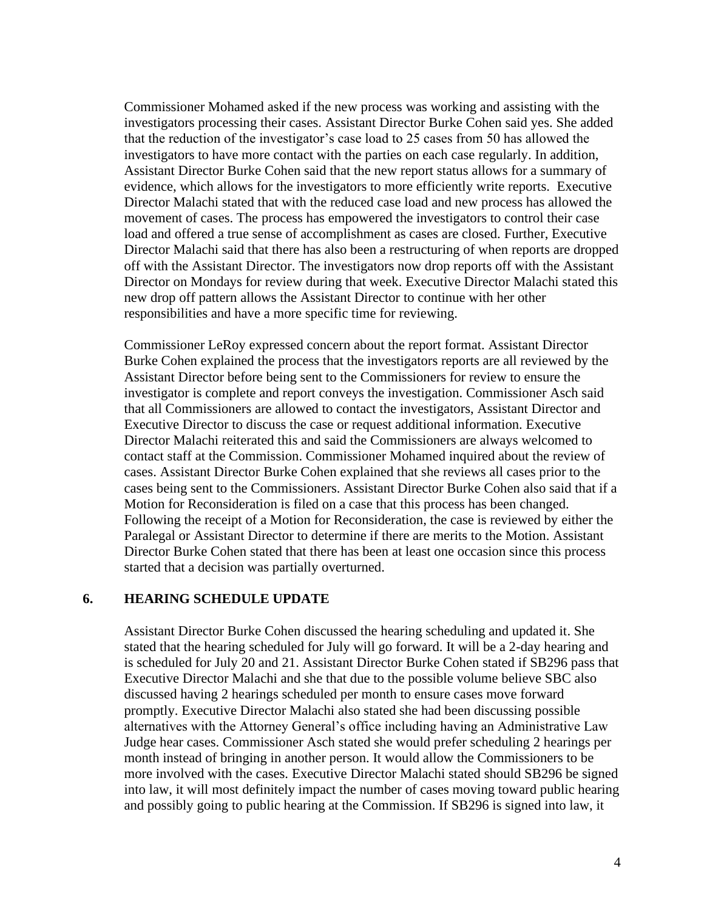Commissioner Mohamed asked if the new process was working and assisting with the investigators processing their cases. Assistant Director Burke Cohen said yes. She added that the reduction of the investigator's case load to 25 cases from 50 has allowed the investigators to have more contact with the parties on each case regularly. In addition, Assistant Director Burke Cohen said that the new report status allows for a summary of evidence, which allows for the investigators to more efficiently write reports. Executive Director Malachi stated that with the reduced case load and new process has allowed the movement of cases. The process has empowered the investigators to control their case load and offered a true sense of accomplishment as cases are closed. Further, Executive Director Malachi said that there has also been a restructuring of when reports are dropped off with the Assistant Director. The investigators now drop reports off with the Assistant Director on Mondays for review during that week. Executive Director Malachi stated this new drop off pattern allows the Assistant Director to continue with her other responsibilities and have a more specific time for reviewing.

Commissioner LeRoy expressed concern about the report format. Assistant Director Burke Cohen explained the process that the investigators reports are all reviewed by the Assistant Director before being sent to the Commissioners for review to ensure the investigator is complete and report conveys the investigation. Commissioner Asch said that all Commissioners are allowed to contact the investigators, Assistant Director and Executive Director to discuss the case or request additional information. Executive Director Malachi reiterated this and said the Commissioners are always welcomed to contact staff at the Commission. Commissioner Mohamed inquired about the review of cases. Assistant Director Burke Cohen explained that she reviews all cases prior to the cases being sent to the Commissioners. Assistant Director Burke Cohen also said that if a Motion for Reconsideration is filed on a case that this process has been changed. Following the receipt of a Motion for Reconsideration, the case is reviewed by either the Paralegal or Assistant Director to determine if there are merits to the Motion. Assistant Director Burke Cohen stated that there has been at least one occasion since this process started that a decision was partially overturned.

## 6. HEARING SCHEDULE UPDATE

Assistant Director Burke Cohen discussed the hearing scheduling and updated it. She stated that the hearing scheduled for July will go forward. It will be a 2-day hearing and is scheduled for July 20 and 21. Assistant Director Burke Cohen stated if SB296 pass that Executive Director Malachi and she that due to the possible volume believe SBC also discussed having 2 hearings scheduled per month to ensure cases move forward promptly. Executive Director Malachi also stated she had been discussing possible alternatives with the Attorney General's office including having an Administrative Law Judge hear cases. Commissioner Asch stated she would prefer scheduling 2 hearings per month instead of bringing in another person. It would allow the Commissioners to be more involved with the cases. Executive Director Malachi stated should SB296 be signed into law, it will most definitely impact the number of cases moving toward public hearing and possibly going to public hearing at the Commission. If SB296 is signed into law, it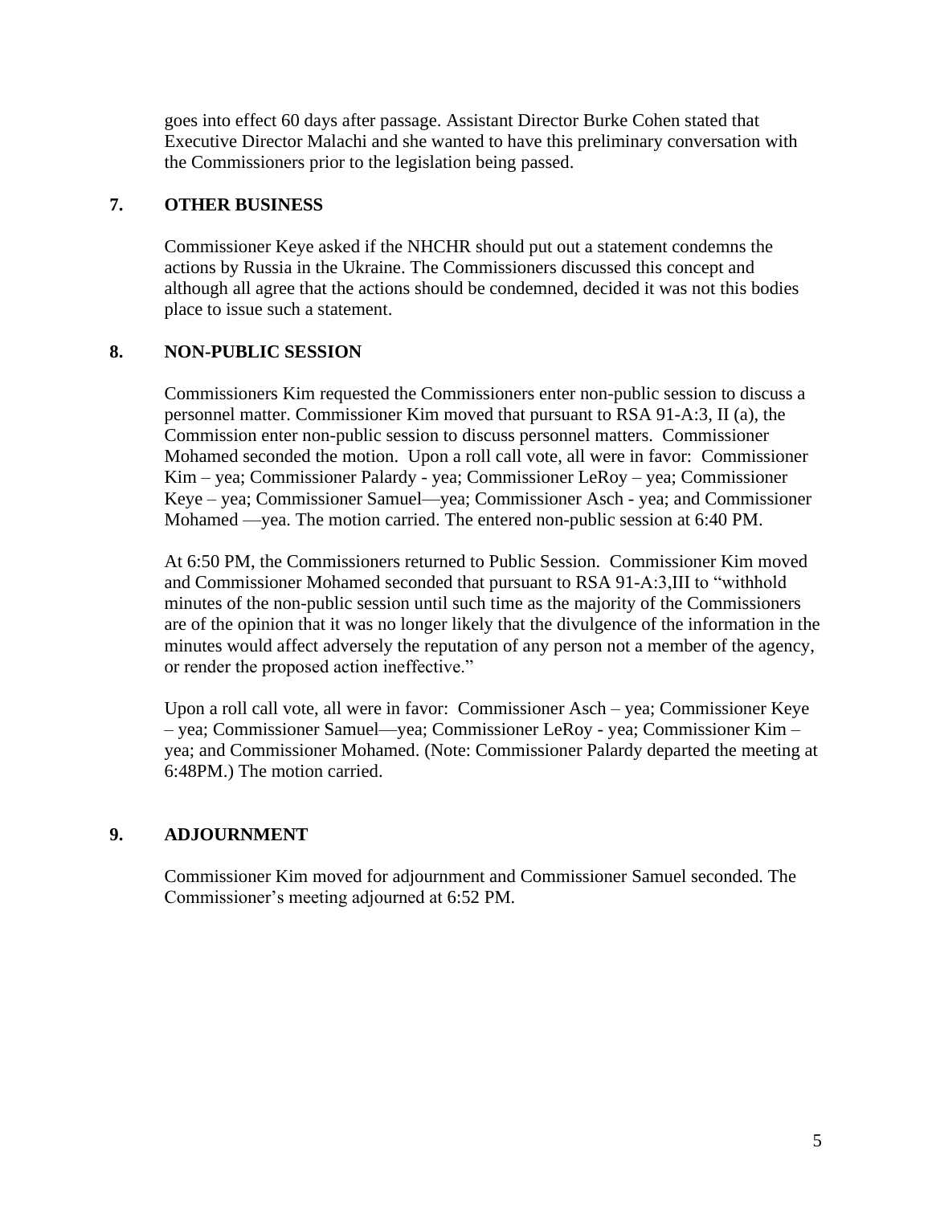goes into effect 60 days after passage. Assistant Director Burke Cohen stated that Executive Director Malachi and she wanted to have this preliminary conversation with the Commissioners prior to the legislation being passed.

## 7. OTHER BUSINESS

Commissioner Keye asked if the NHCHR should put out a statement condemns the actions by Russia in the Ukraine. The Commissioners discussed this concept and although all agree that the actions should be condemned, decided it was not this bodies place to issue such a statement.

## 8. NON-PUBLIC SESSION

Commissioners Kim requested the Commissioners enter non-public session to discuss a personnel matter. Commissioner Kim moved that pursuant to RSA 91-A:3, II (a), the Commission enter non-public session to discuss personnel matters. Commissioner Mohamed seconded the motion. Upon a roll call vote, all were in favor: Commissioner Kim – yea; Commissioner Palardy - yea; Commissioner LeRoy – yea; Commissioner Keye – yea; Commissioner Samuel—yea; Commissioner Asch - yea; and Commissioner Mohamed —yea. The motion carried. The entered non-public session at 6:40 PM.

At 6:50 PM, the Commissioners returned to Public Session. Commissioner Kim moved and Commissioner Mohamed seconded that pursuant to RSA 91-A:3,III to "withhold minutes of the non-public session until such time as the majority of the Commissioners are of the opinion that it was no longer likely that the divulgence of the information in the minutes would affect adversely the reputation of any person not a member of the agency, or render the proposed action ineffective."

Upon a roll call vote, all were in favor: Commissioner Asch – yea; Commissioner Keye – yea; Commissioner Samuel—yea; Commissioner LeRoy - yea; Commissioner Kim – yea; and Commissioner Mohamed. (Note: Commissioner Palardy departed the meeting at 6:48PM.) The motion carried.

## 9. ADJOURNMENT

Commissioner Kim moved for adjournment and Commissioner Samuel seconded. The Commissioner's meeting adjourned at 6:52 PM.